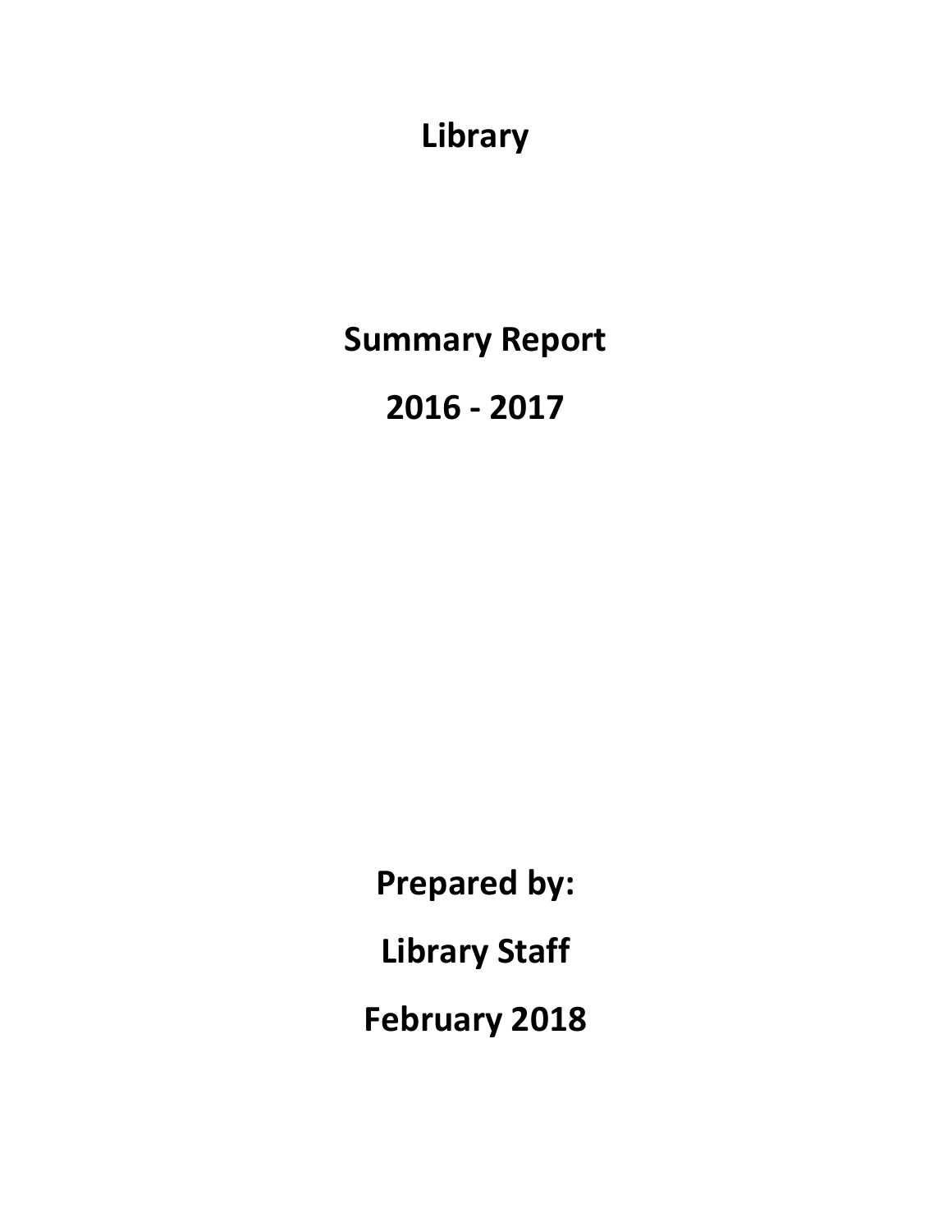# Library

# Summary Report

# 2016 - 2017

**Prepared by:**

**Library Staff**

**February 2018**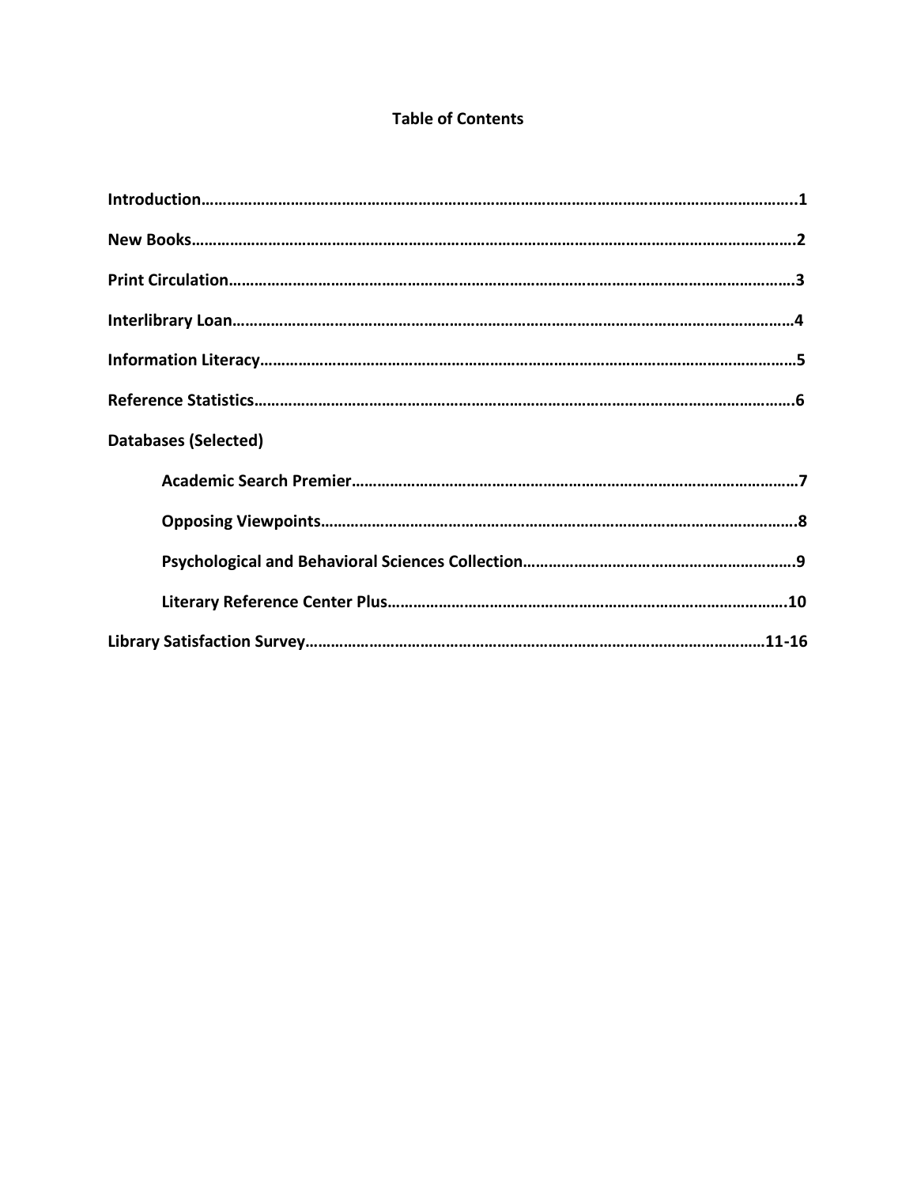**Table of Contents**

**Introduction……………………………………………………………………………………………………………………..1**

**New Books……………………………………………………………………………………………………………………….2**

**Print Circulation……………………………………………………………………………………………………………….3**

**Interlibrary Loan……………………………………………………………………………………………………………4**

**Information Literacy……………………………………………………………………………………………………….5**

**Reference Statistics…………………………………………………………………………………………………………6**

**Databases (Selected)**

- **Academic Search Premier……………………………………………………………………………………………7**
- **Opposing Viewpoints…………………………………………………………………………………………………8**
- **Psychological and Behavioral Sciences Collection……………………………………………………….9**
- **Literary Reference Center Plus……………………………………………………………………………….10**

**Library Satisfaction Survey……………………………………………………………………………………………11-16**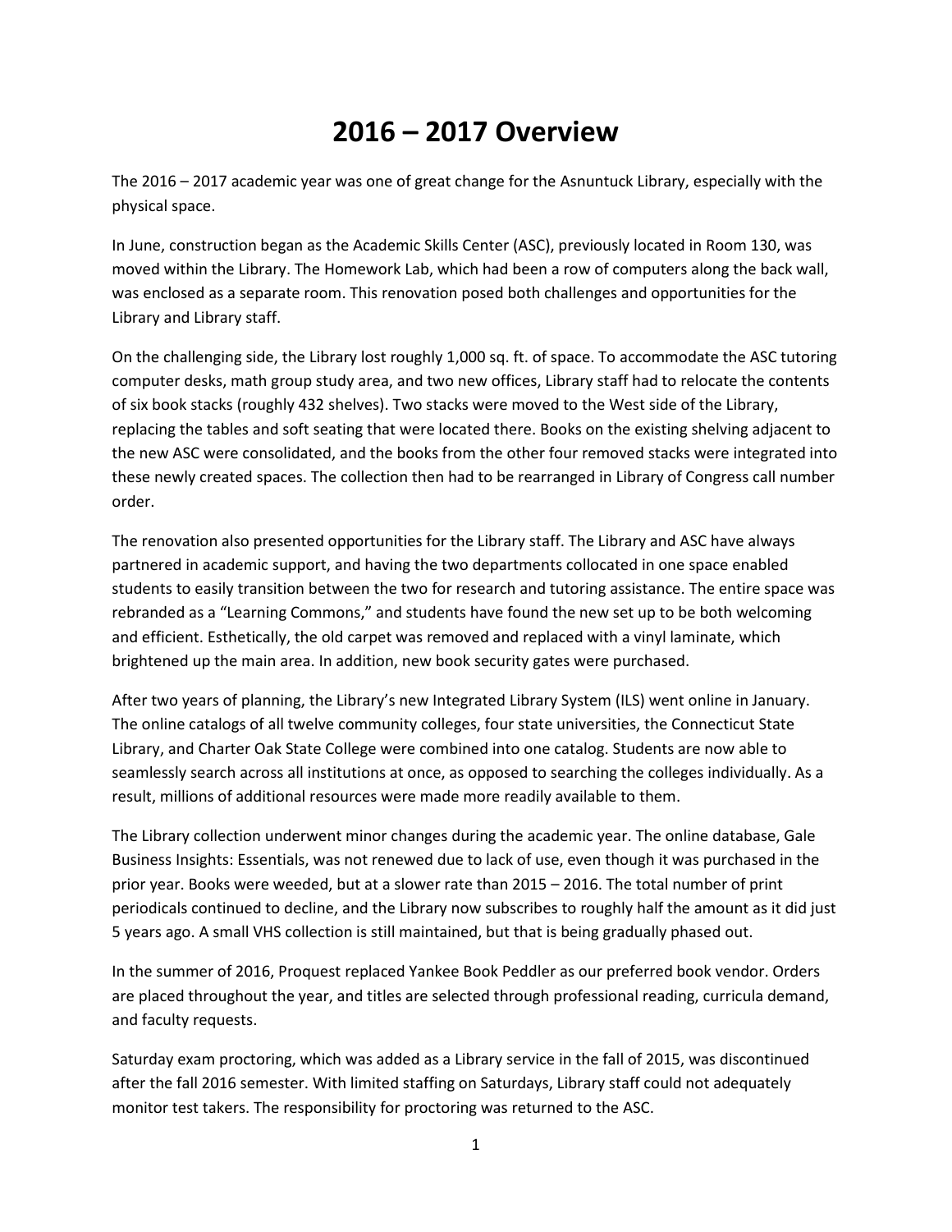# 2016 – 2017 Overview

The 2016 – 2017 academic year was one of great change for the Asnuntuck Library, especially with the physical space.

In June, construction began as the Academic Skills Center (ASC), previously located in Room 130, was moved within the Library. The Homework Lab, which had been a row of computers along the back wall, was enclosed as a separate room. This renovation posed both challenges and opportunities for the Library and Library staff.

On the challenging side, the Library lost roughly 1,000 sq. ft. of space. To accommodate the ASC tutoring computer desks, math group study area, and two new offices, Library staff had to relocate the contents of six book stacks (roughly 432 shelves). Two stacks were moved to the West side of the Library, replacing the tables and soft seating that were located there. Books on the existing shelving adjacent to the new ASC were consolidated, and the books from the other four removed stacks were integrated into these newly created spaces. The collection then had to be rearranged in Library of Congress call number order.

The renovation also presented opportunities for the Library staff. The Library and ASC have always partnered in academic support, and having the two departments collocated in one space enabled students to easily transition between the two for research and tutoring assistance. The entire space was rebranded as a "Learning Commons," and students have found the new set up to be both welcoming and efficient. Esthetically, the old carpet was removed and replaced with a vinyl laminate, which brightened up the main area. In addition, new book security gates were purchased.

After two years of planning, the Library's new Integrated Library System (ILS) went online in January. The online catalogs of all twelve community colleges, four state universities, the Connecticut State Library, and Charter Oak State College were combined into one catalog. Students are now able to seamlessly search across all institutions at once, as opposed to searching the colleges individually. As a result, millions of additional resources were made more readily available to them.

The Library collection underwent minor changes during the academic year. The online database, Gale Business Insights: Essentials, was not renewed due to lack of use, even though it was purchased in the prior year. Books were weeded, but at a slower rate than 2015 – 2016. The total number of print periodicals continued to decline, and the Library now subscribes to roughly half the amount as it did just 5 years ago. A small VHS collection is still maintained, but that is being gradually phased out.

In the summer of 2016, Proquest replaced Yankee Book Peddler as our preferred book vendor. Orders are placed throughout the year, and titles are selected through professional reading, curricula demand, and faculty requests.

Saturday exam proctoring, which was added as a Library service in the fall of 2015, was discontinued after the fall 2016 semester. With limited staffing on Saturdays, Library staff could not adequately monitor test takers. The responsibility for proctoring was returned to the ASC.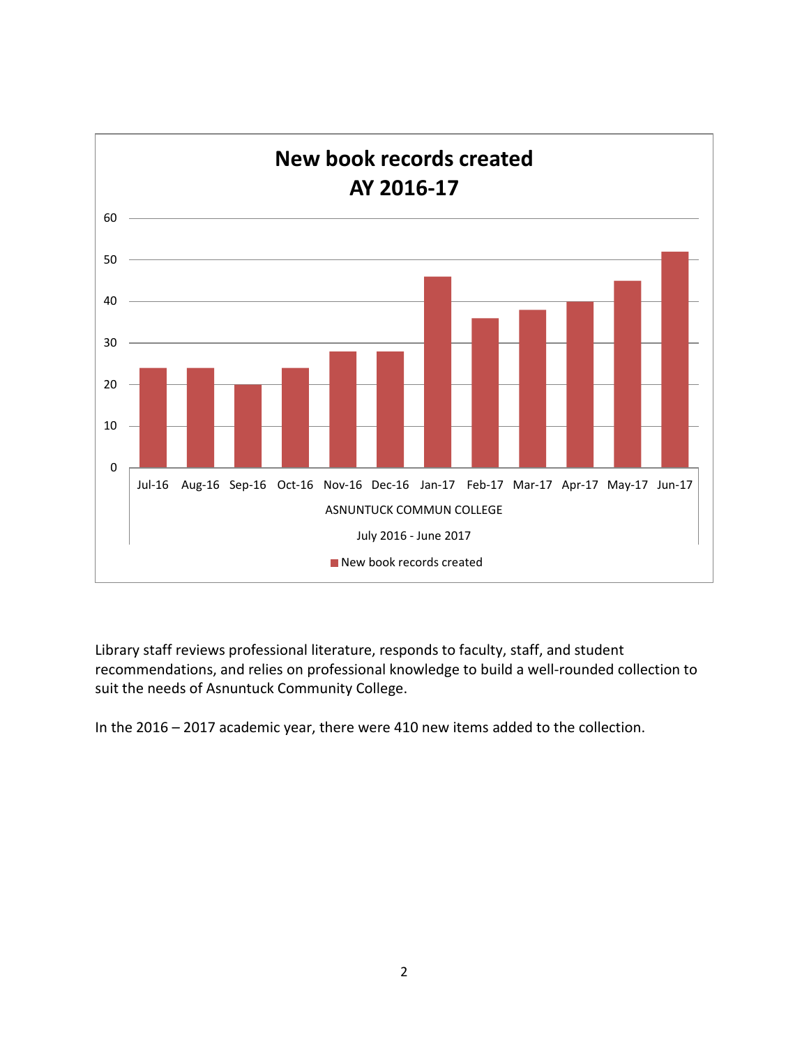**New book records created AY 2016-17**

| Month | New book records created |
| --- | --- |
| Jul-16 | 24 |
| Aug-16 | 24 |
| Sep-16 | 20 |
| Oct-16 | 24 |
| Nov-16 | 28 |
| Dec-16 | 28 |
| Jan-17 | 46 |
| Feb-17 | 36 |
| Mar-17 | 38 |
| Apr-17 | 40 |
| May-17 | 45 |
| Jun-17 | 52 |

ASNUNTUCK COMMUN COLLEGE

July 2016 - June 2017

Library staff reviews professional literature, responds to faculty, staff, and student recommendations, and relies on professional knowledge to build a well-rounded collection to suit the needs of Asnuntuck Community College.

In the 2016 – 2017 academic year, there were 410 new items added to the collection.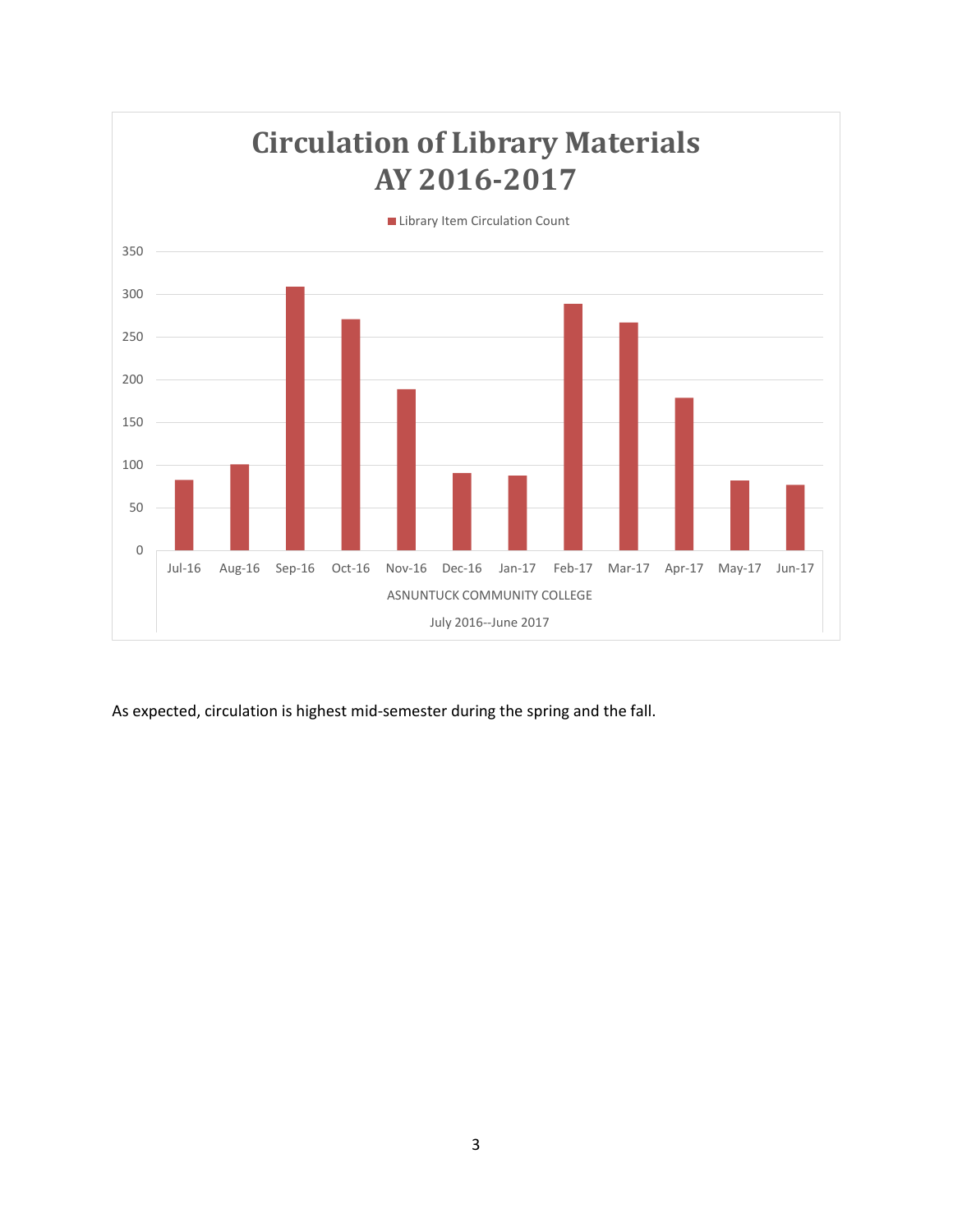**Circulation of Library Materials AY 2016-2017**

Library Item Circulation Count

| Month | Library Item Circulation Count |
| --- | --- |
| Jul-16 | 83 |
| Aug-16 | 101 |
| Sep-16 | 309 |
| Oct-16 | 271 |
| Nov-16 | 189 |
| Dec-16 | 91 |
| Jan-17 | 88 |
| Feb-17 | 289 |
| Mar-17 | 267 |
| Apr-17 | 179 |
| May-17 | 82 |
| Jun-17 | 77 |

ASNUNTUCK COMMUNITY COLLEGE

July 2016--June 2017

As expected, circulation is highest mid-semester during the spring and the fall.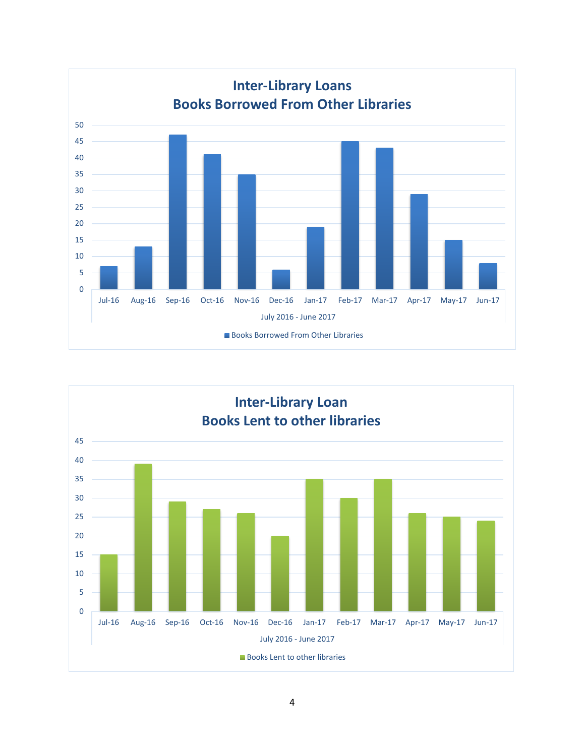## Inter-Library Loans
## Books Borrowed From Other Libraries

| Month | Books Borrowed From Other Libraries |
|---|---|
| Jul-16 | 7 |
| Aug-16 | 13 |
| Sep-16 | 47 |
| Oct-16 | 41 |
| Nov-16 | 35 |
| Dec-16 | 6 |
| Jan-17 | 19 |
| Feb-17 | 45 |
| Mar-17 | 43 |
| Apr-17 | 29 |
| May-17 | 15 |
| Jun-17 | 8 |

July 2016 - June 2017

## Inter-Library Loan
## Books Lent to other libraries

| Month | Books Lent to other libraries |
|---|---|
| Jul-16 | 15 |
| Aug-16 | 39 |
| Sep-16 | 29 |
| Oct-16 | 27 |
| Nov-16 | 26 |
| Dec-16 | 20 |
| Jan-17 | 35 |
| Feb-17 | 30 |
| Mar-17 | 35 |
| Apr-17 | 26 |
| May-17 | 25 |
| Jun-17 | 24 |

July 2016 - June 2017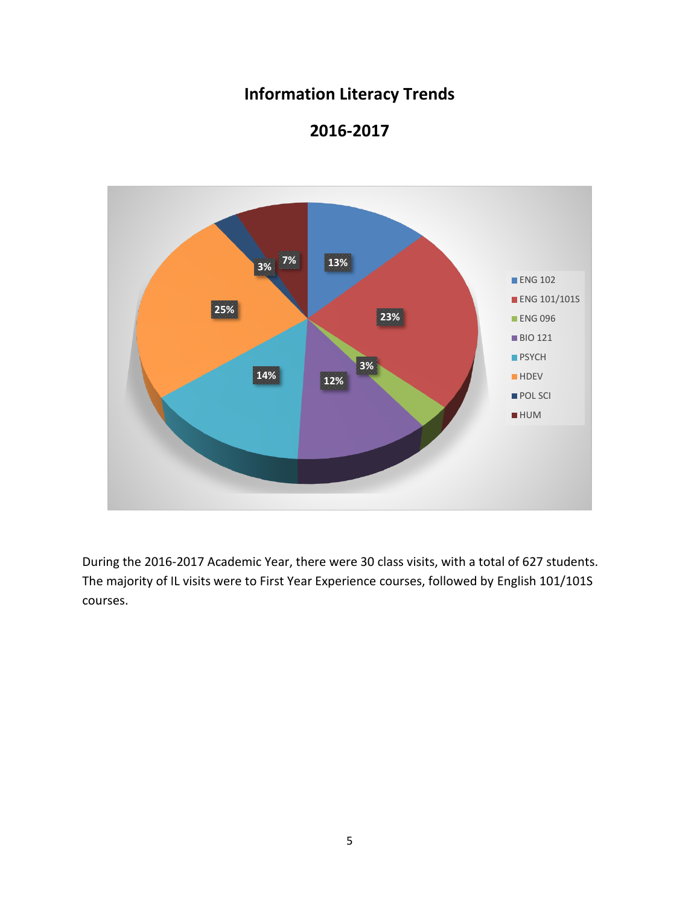# Information Literacy Trends

# 2016-2017

| Course | Percentage |
|---|---|
| ENG 102 | 13% |
| ENG 101/101S | 23% |
| ENG 096 | 3% |
| BIO 121 | 12% |
| PSYCH | 14% |
| HDEV | 25% |
| POL SCI | 3% |
| HUM | 7% |

During the 2016-2017 Academic Year, there were 30 class visits, with a total of 627 students. The majority of IL visits were to First Year Experience courses, followed by English 101/101S courses.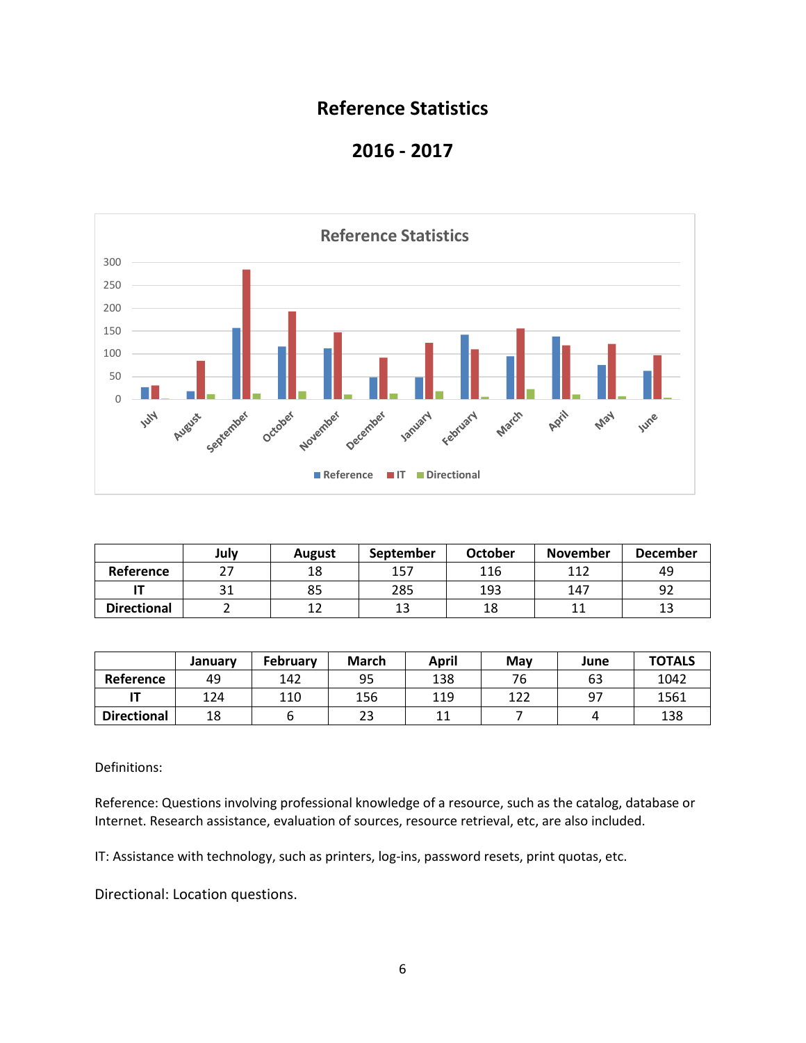# Reference Statistics

# 2016 - 2017

|  | July | August | September | October | November | December |
|---|---|---|---|---|---|---|
| **Reference** | 27 | 18 | 157 | 116 | 112 | 49 |
| **IT** | 31 | 85 | 285 | 193 | 147 | 92 |
| **Directional** | 2 | 12 | 13 | 18 | 11 | 13 |

|  | January | February | March | April | May | June | TOTALS |
|---|---|---|---|---|---|---|---|
| **Reference** | 49 | 142 | 95 | 138 | 76 | 63 | 1042 |
| **IT** | 124 | 110 | 156 | 119 | 122 | 97 | 1561 |
| **Directional** | 18 | 6 | 23 | 11 | 7 | 4 | 138 |

Definitions:

Reference: Questions involving professional knowledge of a resource, such as the catalog, database or Internet. Research assistance, evaluation of sources, resource retrieval, etc, are also included.

IT: Assistance with technology, such as printers, log-ins, password resets, print quotas, etc.

Directional: Location questions.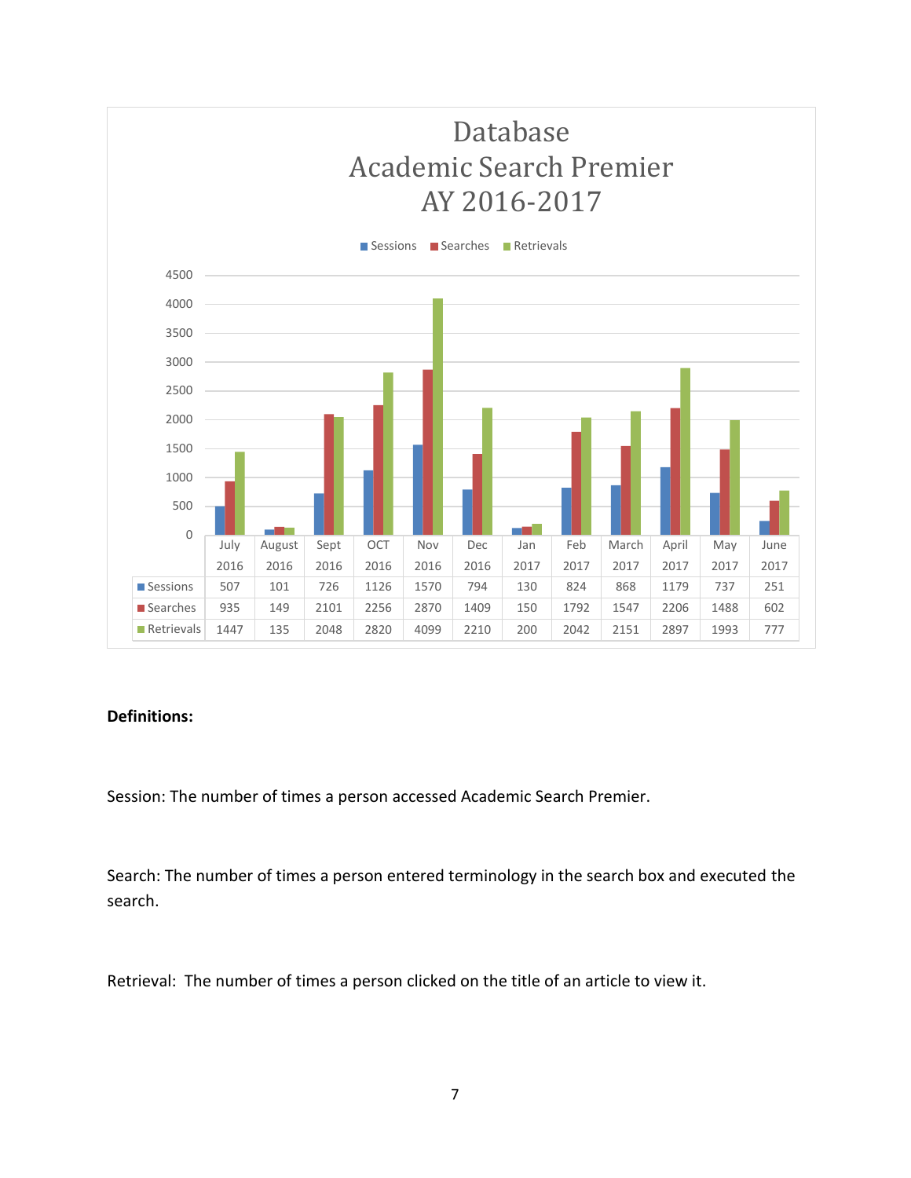# Database Academic Search Premier AY 2016-2017

| | July 2016 | August 2016 | Sept 2016 | OCT 2016 | Nov 2016 | Dec 2016 | Jan 2017 | Feb 2017 | March 2017 | April 2017 | May 2017 | June 2017 |
|---|---|---|---|---|---|---|---|---|---|---|---|---|
| Sessions | 507 | 101 | 726 | 1126 | 1570 | 794 | 130 | 824 | 868 | 1179 | 737 | 251 |
| Searches | 935 | 149 | 2101 | 2256 | 2870 | 1409 | 150 | 1792 | 1547 | 2206 | 1488 | 602 |
| Retrievals | 1447 | 135 | 2048 | 2820 | 4099 | 2210 | 200 | 2042 | 2151 | 2897 | 1993 | 777 |

**Definitions:**

Session: The number of times a person accessed Academic Search Premier.

Search: The number of times a person entered terminology in the search box and executed the search.

Retrieval: The number of times a person clicked on the title of an article to view it.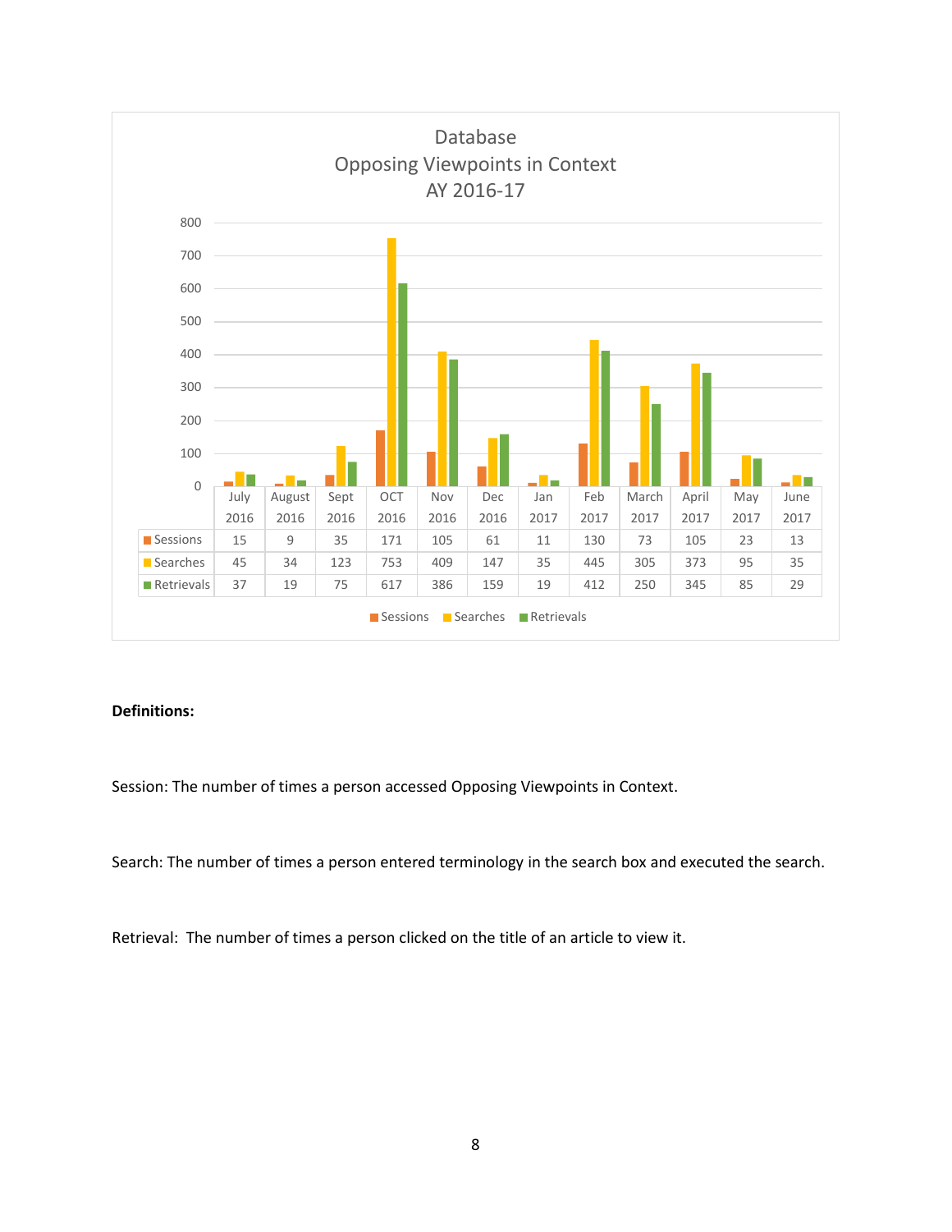## Database
## Opposing Viewpoints in Context
## AY 2016-17

| | July 2016 | August 2016 | Sept 2016 | OCT 2016 | Nov 2016 | Dec 2016 | Jan 2017 | Feb 2017 | March 2017 | April 2017 | May 2017 | June 2017 |
|---|---|---|---|---|---|---|---|---|---|---|---|---|
| Sessions | 15 | 9 | 35 | 171 | 105 | 61 | 11 | 130 | 73 | 105 | 23 | 13 |
| Searches | 45 | 34 | 123 | 753 | 409 | 147 | 35 | 445 | 305 | 373 | 95 | 35 |
| Retrievals | 37 | 19 | 75 | 617 | 386 | 159 | 19 | 412 | 250 | 345 | 85 | 29 |

**Definitions:**

Session: The number of times a person accessed Opposing Viewpoints in Context.

Search: The number of times a person entered terminology in the search box and executed the search.

Retrieval: The number of times a person clicked on the title of an article to view it.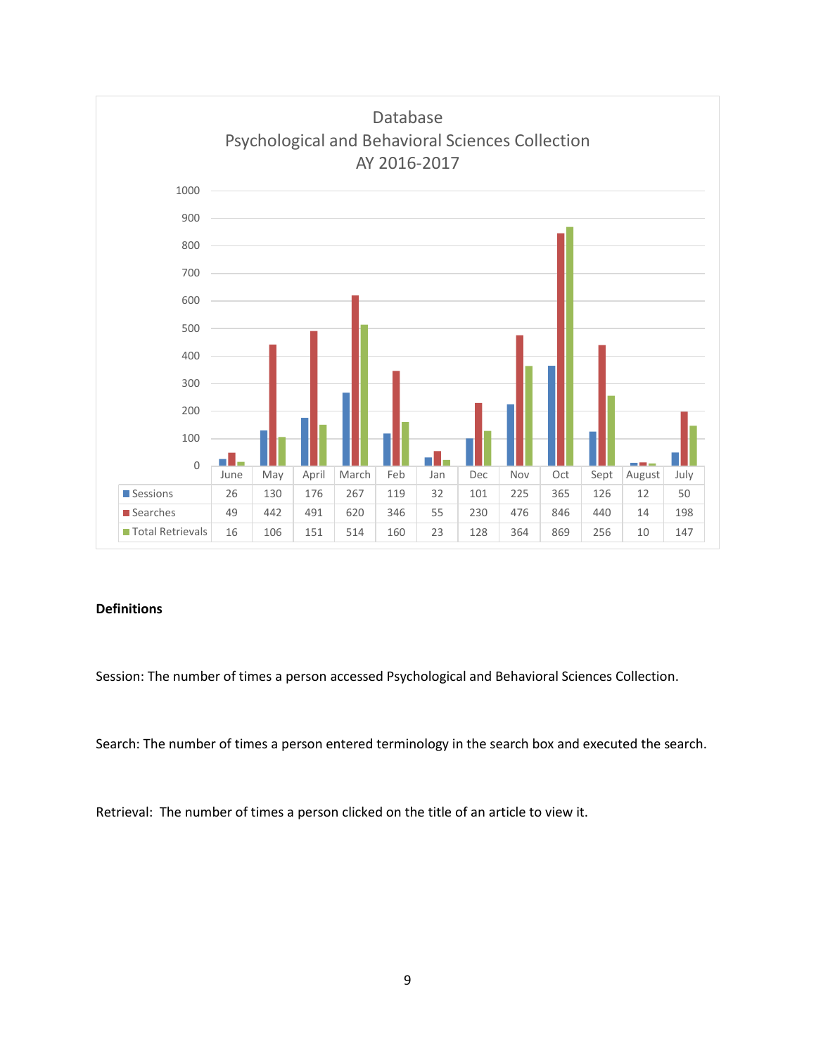## Database
## Psychological and Behavioral Sciences Collection
## AY 2016-2017

| | June | May | April | March | Feb | Jan | Dec | Nov | Oct | Sept | August | July |
|---|---|---|---|---|---|---|---|---|---|---|---|---|
| Sessions | 26 | 130 | 176 | 267 | 119 | 32 | 101 | 225 | 365 | 126 | 12 | 50 |
| Searches | 49 | 442 | 491 | 620 | 346 | 55 | 230 | 476 | 846 | 440 | 14 | 198 |
| Total Retrievals | 16 | 106 | 151 | 514 | 160 | 23 | 128 | 364 | 869 | 256 | 10 | 147 |

**Definitions**

Session: The number of times a person accessed Psychological and Behavioral Sciences Collection.

Search: The number of times a person entered terminology in the search box and executed the search.

Retrieval: The number of times a person clicked on the title of an article to view it.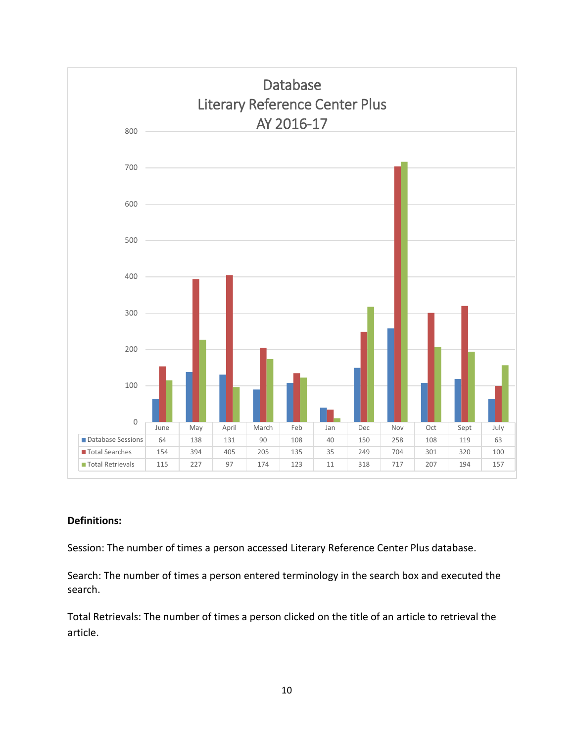## Database
## Literary Reference Center Plus
## AY 2016-17

| | June | May | April | March | Feb | Jan | Dec | Nov | Oct | Sept | July |
|---|---|---|---|---|---|---|---|---|---|---|---|
| Database Sessions | 64 | 138 | 131 | 90 | 108 | 40 | 150 | 258 | 108 | 119 | 63 |
| Total Searches | 154 | 394 | 405 | 205 | 135 | 35 | 249 | 704 | 301 | 320 | 100 |
| Total Retrievals | 115 | 227 | 97 | 174 | 123 | 11 | 318 | 717 | 207 | 194 | 157 |

**Definitions:**

Session: The number of times a person accessed Literary Reference Center Plus database.

Search: The number of times a person entered terminology in the search box and executed the search.

Total Retrievals: The number of times a person clicked on the title of an article to retrieval the article.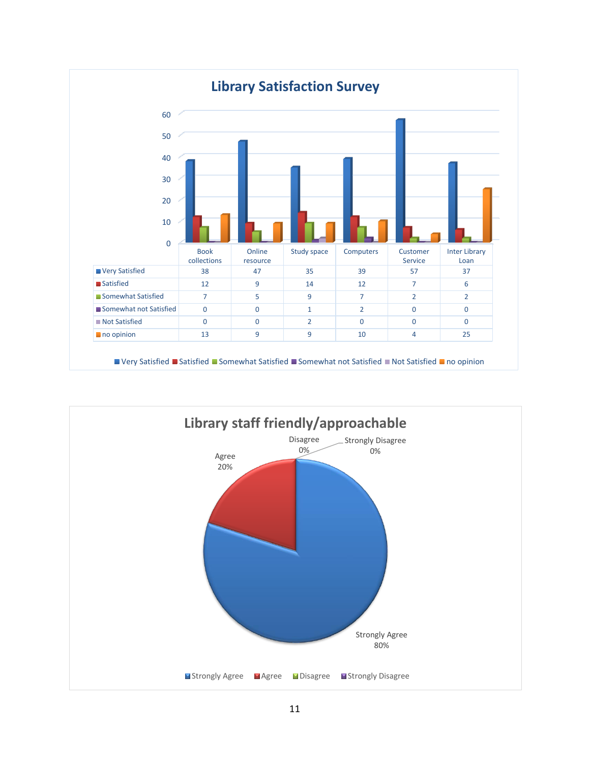## Library Satisfaction Survey

| | Book collections | Online resource | Study space | Computers | Customer Service | Inter Library Loan |
|---|---|---|---|---|---|---|
| Very Satisfied | 38 | 47 | 35 | 39 | 57 | 37 |
| Satisfied | 12 | 9 | 14 | 12 | 7 | 6 |
| Somewhat Satisfied | 7 | 5 | 9 | 7 | 2 | 2 |
| Somewhat not Satisfied | 0 | 0 | 1 | 2 | 0 | 0 |
| Not Satisfied | 0 | 0 | 2 | 0 | 0 | 0 |
| no opinion | 13 | 9 | 9 | 10 | 4 | 25 |

## Library staff friendly/approachable

- Strongly Agree: 80%
- Agree: 20%
- Disagree: 0%
- Strongly Disagree: 0%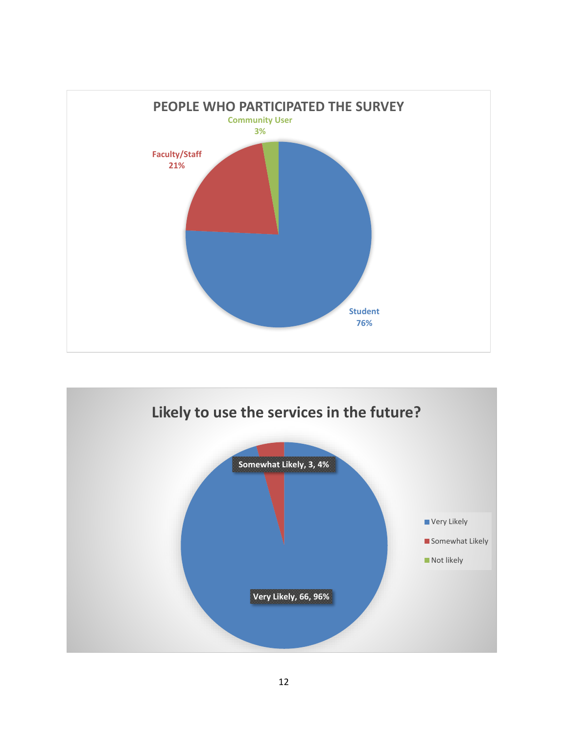**PEOPLE WHO PARTICIPATED THE SURVEY**

Community User 3%

Faculty/Staff 21%

Student 76%

**Likely to use the services in the future?**

Somewhat Likely, 3, 4%

Very Likely, 66, 96%

- Very Likely
- Somewhat Likely
- Not likely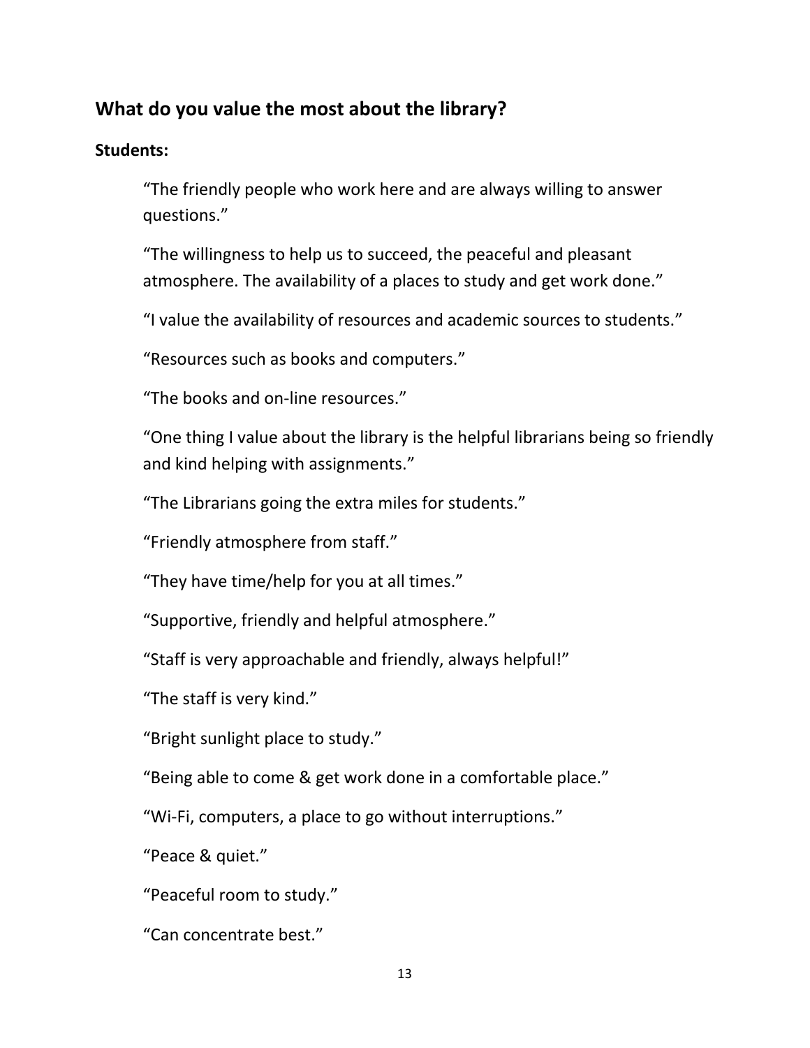## What do you value the most about the library?

**Students:**

> "The friendly people who work here and are always willing to answer questions."
>
> "The willingness to help us to succeed, the peaceful and pleasant atmosphere. The availability of a places to study and get work done."
>
> "I value the availability of resources and academic sources to students."
>
> "Resources such as books and computers."
>
> "The books and on-line resources."
>
> "One thing I value about the library is the helpful librarians being so friendly and kind helping with assignments."
>
> "The Librarians going the extra miles for students."
>
> "Friendly atmosphere from staff."
>
> "They have time/help for you at all times."
>
> "Supportive, friendly and helpful atmosphere."
>
> "Staff is very approachable and friendly, always helpful!"
>
> "The staff is very kind."
>
> "Bright sunlight place to study."
>
> "Being able to come & get work done in a comfortable place."
>
> "Wi-Fi, computers, a place to go without interruptions."
>
> "Peace & quiet."
>
> "Peaceful room to study."
>
> "Can concentrate best."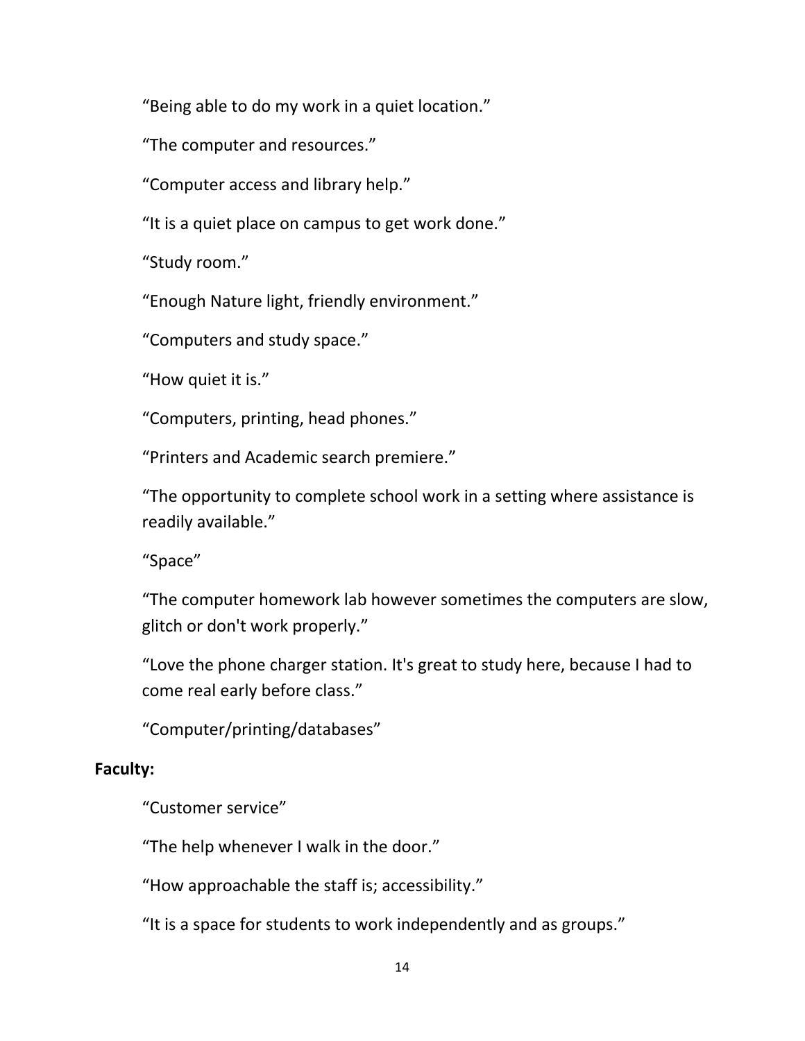"Being able to do my work in a quiet location."

"The computer and resources."

"Computer access and library help."

"It is a quiet place on campus to get work done."

"Study room."

"Enough Nature light, friendly environment."

"Computers and study space."

"How quiet it is."

"Computers, printing, head phones."

"Printers and Academic search premiere."

"The opportunity to complete school work in a setting where assistance is readily available."

"Space"

"The computer homework lab however sometimes the computers are slow, glitch or don't work properly."

"Love the phone charger station. It's great to study here, because I had to come real early before class."

"Computer/printing/databases"

**Faculty:**

"Customer service"

"The help whenever I walk in the door."

"How approachable the staff is; accessibility."

"It is a space for students to work independently and as groups."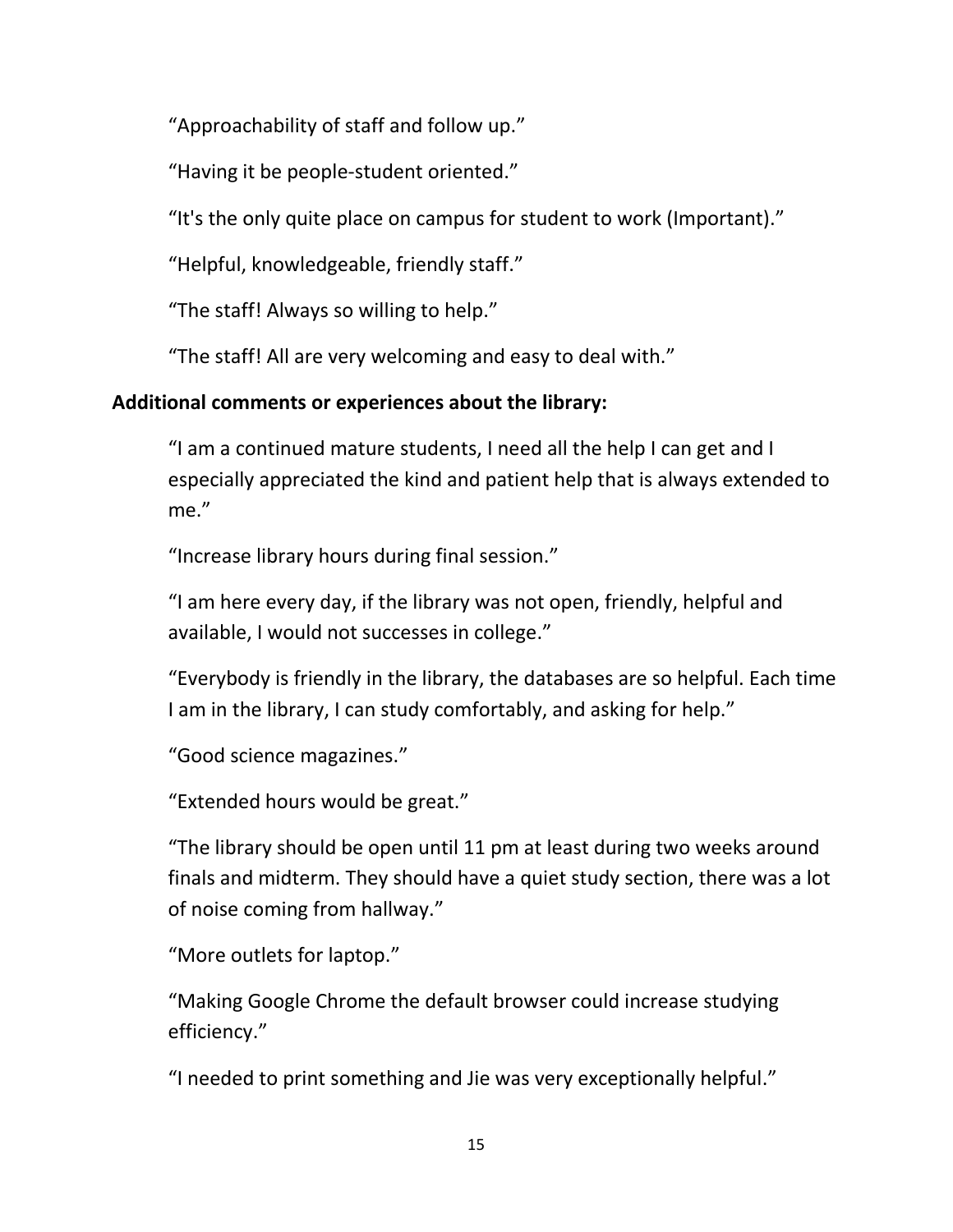"Approachability of staff and follow up."

"Having it be people-student oriented."

"It's the only quite place on campus for student to work (Important)."

"Helpful, knowledgeable, friendly staff."

"The staff! Always so willing to help."

"The staff! All are very welcoming and easy to deal with."

**Additional comments or experiences about the library:**

"I am a continued mature students, I need all the help I can get and I especially appreciated the kind and patient help that is always extended to me."

"Increase library hours during final session."

"I am here every day, if the library was not open, friendly, helpful and available, I would not successes in college."

"Everybody is friendly in the library, the databases are so helpful. Each time I am in the library, I can study comfortably, and asking for help."

"Good science magazines."

"Extended hours would be great."

"The library should be open until 11 pm at least during two weeks around finals and midterm. They should have a quiet study section, there was a lot of noise coming from hallway."

"More outlets for laptop."

"Making Google Chrome the default browser could increase studying efficiency."

"I needed to print something and Jie was very exceptionally helpful."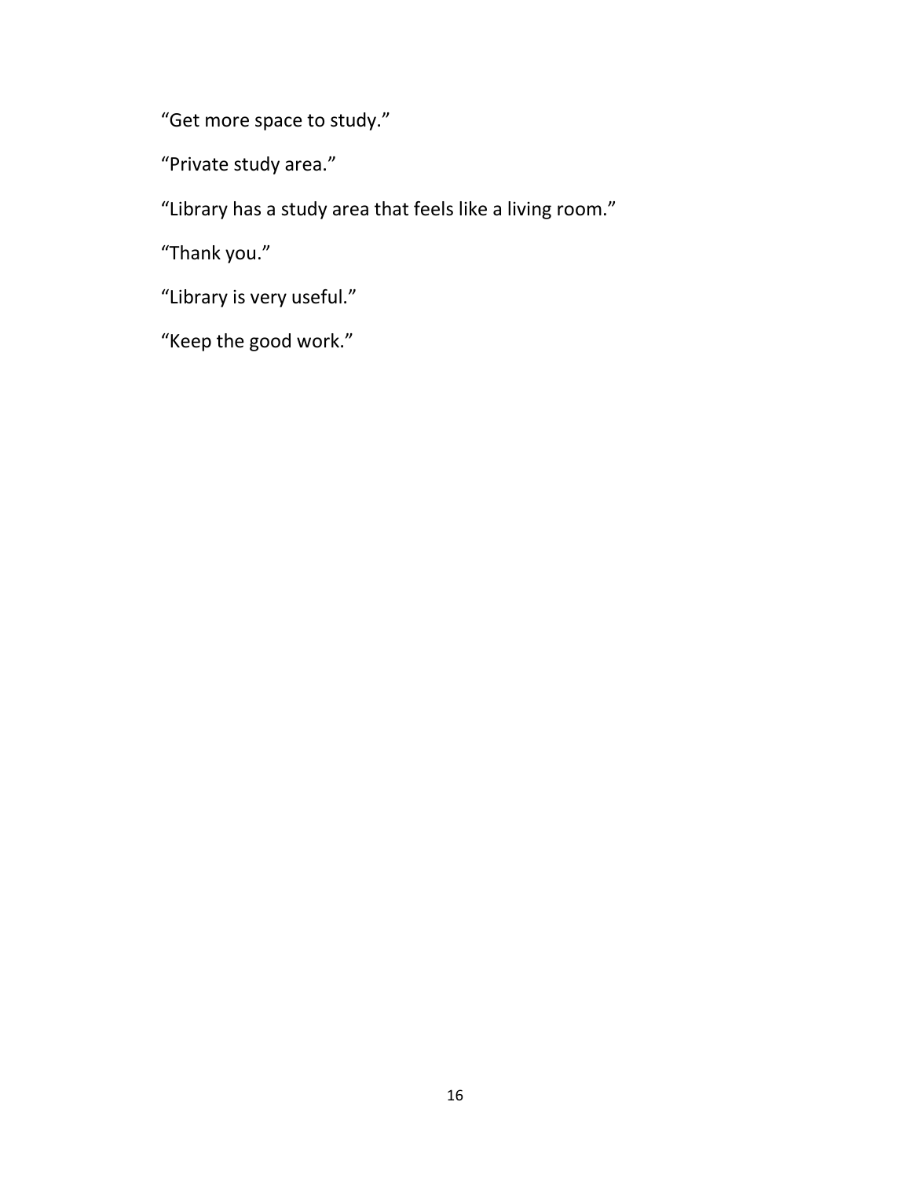“Get more space to study.”

“Private study area.”

“Library has a study area that feels like a living room.”

“Thank you.”

“Library is very useful.”

“Keep the good work.”